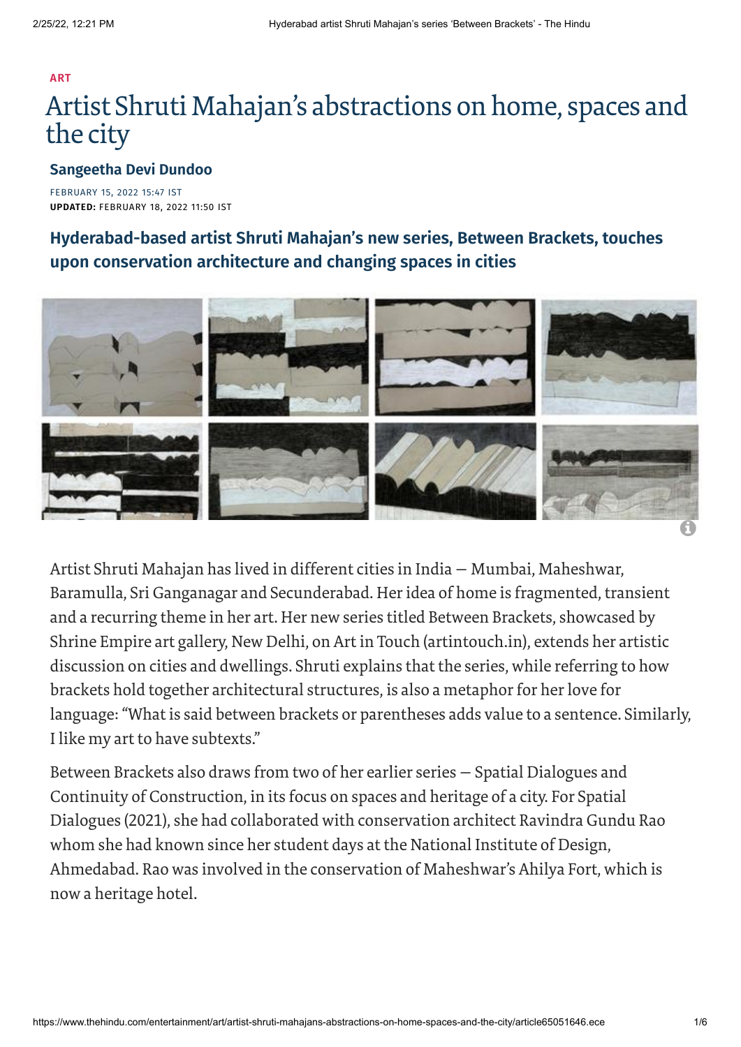ART

# Artist Shruti Mahajan's abstractions on home, spaces and the city

**Sangeetha Devi Dundoo**

FEBRUARY 15, 2022 15:47 IST
**UPDATED:** FEBRUARY 18, 2022 11:50 IST

**Hyderabad-based artist Shruti Mahajan's new series, Between Brackets, touches upon conservation architecture and changing spaces in cities**

Artist Shruti Mahajan has lived in different cities in India — Mumbai, Maheshwar, Baramulla, Sri Ganganagar and Secunderabad. Her idea of home is fragmented, transient and a recurring theme in her art. Her new series titled Between Brackets, showcased by Shrine Empire art gallery, New Delhi, on Art in Touch (artintouch.in), extends her artistic discussion on cities and dwellings. Shruti explains that the series, while referring to how brackets hold together architectural structures, is also a metaphor for her love for language: "What is said between brackets or parentheses adds value to a sentence. Similarly, I like my art to have subtexts."

Between Brackets also draws from two of her earlier series — Spatial Dialogues and Continuity of Construction, in its focus on spaces and heritage of a city. For Spatial Dialogues (2021), she had collaborated with conservation architect Ravindra Gundu Rao whom she had known since her student days at the National Institute of Design, Ahmedabad. Rao was involved in the conservation of Maheshwar's Ahilya Fort, which is now a heritage hotel.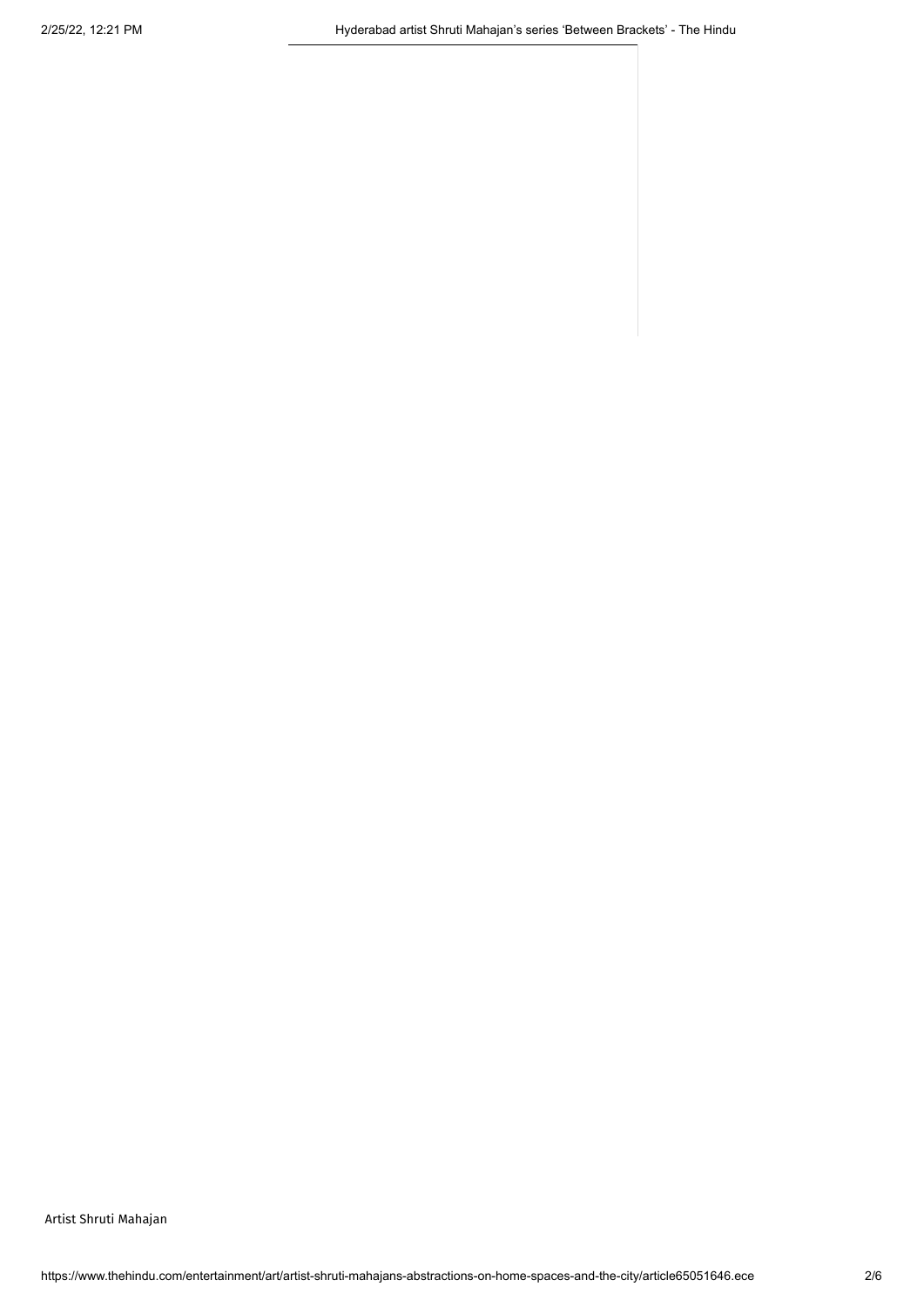Artist Shruti Mahajan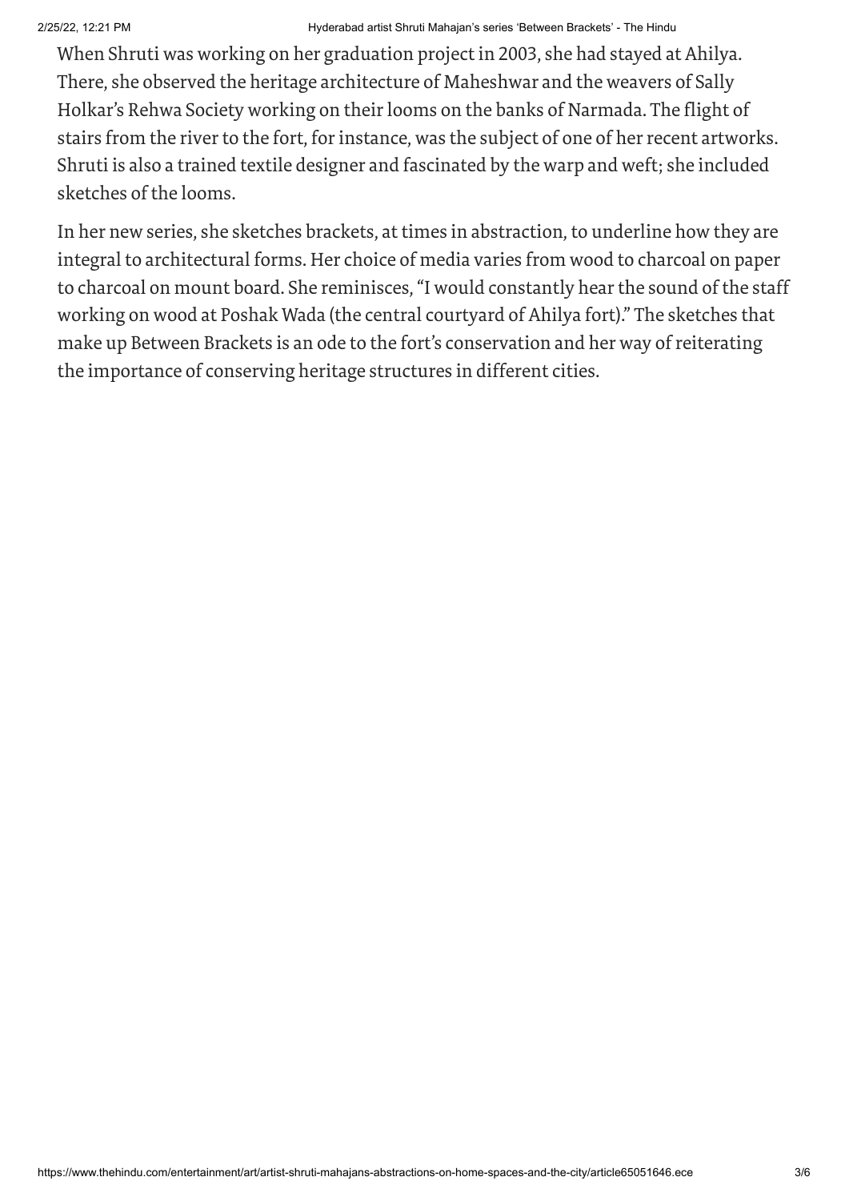When Shruti was working on her graduation project in 2003, she had stayed at Ahilya. There, she observed the heritage architecture of Maheshwar and the weavers of Sally Holkar's Rehwa Society working on their looms on the banks of Narmada. The flight of stairs from the river to the fort, for instance, was the subject of one of her recent artworks. Shruti is also a trained textile designer and fascinated by the warp and weft; she included sketches of the looms.

In her new series, she sketches brackets, at times in abstraction, to underline how they are integral to architectural forms. Her choice of media varies from wood to charcoal on paper to charcoal on mount board. She reminisces, "I would constantly hear the sound of the staff working on wood at Poshak Wada (the central courtyard of Ahilya fort)." The sketches that make up Between Brackets is an ode to the fort's conservation and her way of reiterating the importance of conserving heritage structures in different cities.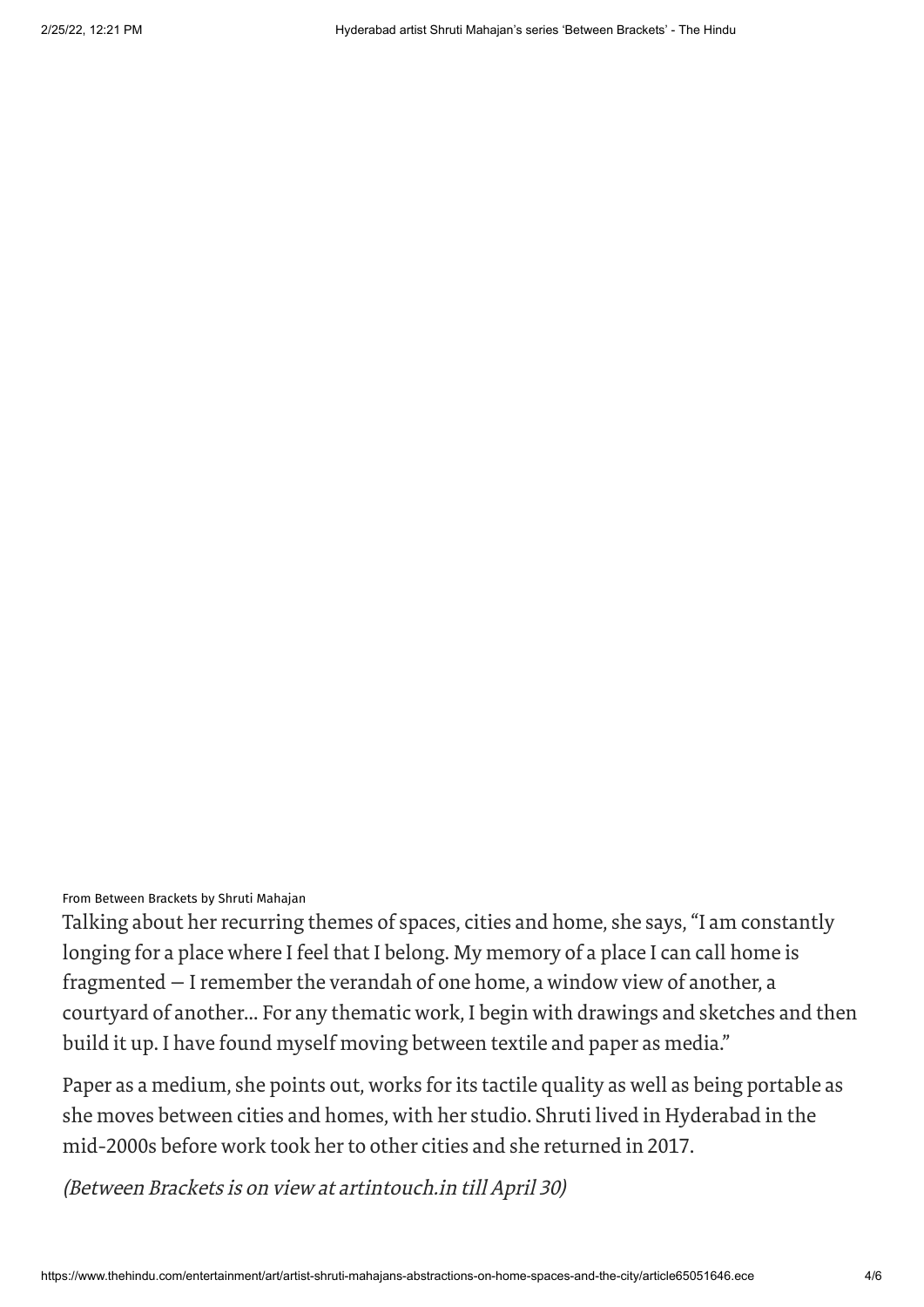From Between Brackets by Shruti Mahajan

Talking about her recurring themes of spaces, cities and home, she says, "I am constantly longing for a place where I feel that I belong. My memory of a place I can call home is fragmented — I remember the verandah of one home, a window view of another, a courtyard of another... For any thematic work, I begin with drawings and sketches and then build it up. I have found myself moving between textile and paper as media."

Paper as a medium, she points out, works for its tactile quality as well as being portable as she moves between cities and homes, with her studio. Shruti lived in Hyderabad in the mid-2000s before work took her to other cities and she returned in 2017.

*(Between Brackets is on view at artintouch.in till April 30)*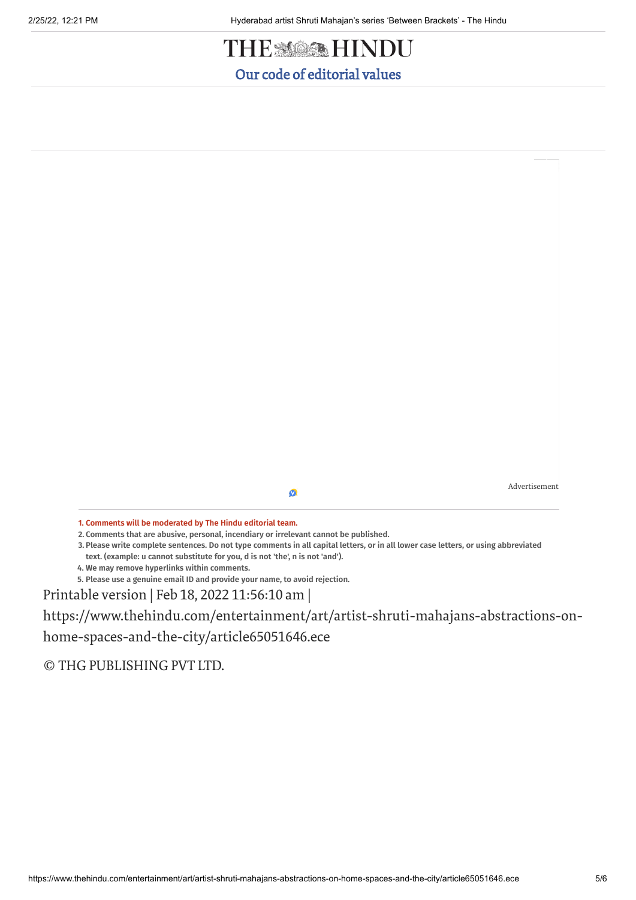# THE HINDU

Our code of editorial values

Advertisement

1. Comments will be moderated by The Hindu editorial team.
2. Comments that are abusive, personal, incendiary or irrelevant cannot be published.
3. Please write complete sentences. Do not type comments in all capital letters, or in all lower case letters, or using abbreviated text. (example: u cannot substitute for you, d is not 'the', n is not 'and').
4. We may remove hyperlinks within comments.
5. Please use a genuine email ID and provide your name, to avoid rejection.

Printable version | Feb 18, 2022 11:56:10 am | https://www.thehindu.com/entertainment/art/artist-shruti-mahajans-abstractions-on-home-spaces-and-the-city/article65051646.ece

© THG PUBLISHING PVT LTD.